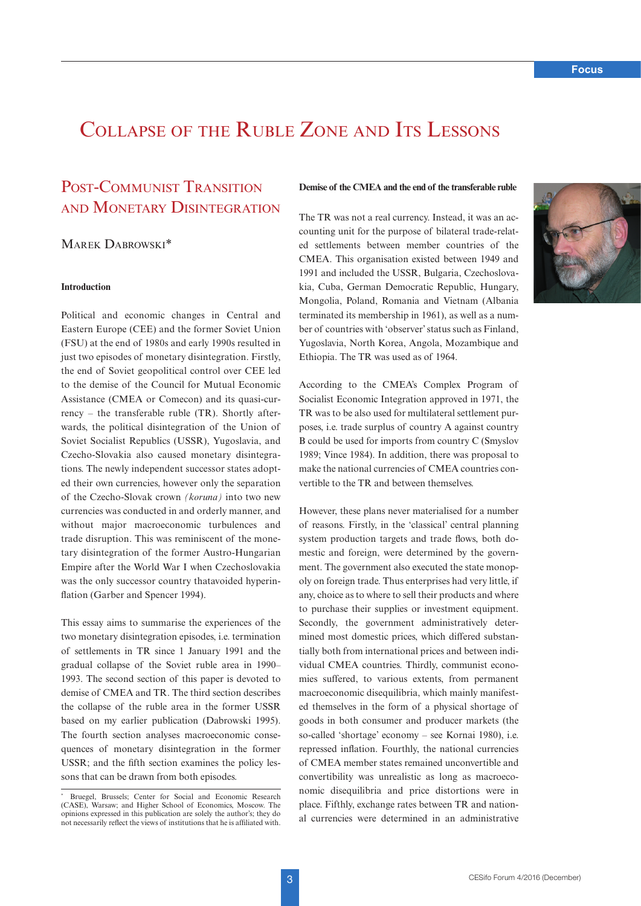# Collapse of the Ruble Zone and Its Lessons

## Post-Communist Transition and Monetary Disintegration

Marek Dabrowski*

### Introduction

Political and economic changes in Central and Eastern Europe (CEE) and the former Soviet Union (FSU) at the end of 1980s and early 1990s resulted in just two episodes of monetary disintegration. Firstly, the end of Soviet geopolitical control over CEE led to the demise of the Council for Mutual Economic Assistance (CMEA or Comecon) and its quasi-currency – the transferable ruble (TR). Shortly afterwards, the political disintegration of the Union of Soviet Socialist Republics (USSR), Yugoslavia, and Czecho-Slovakia also caused monetary disintegrations. The newly independent successor states adopted their own currencies, however only the separation of the Czecho-Slovak crown *(koruna)* into two new currencies was conducted in and orderly manner, and without major macroeconomic turbulences and trade disruption. This was reminiscent of the monetary disintegration of the former Austro-Hungarian Empire after the World War I when Czechoslovakia was the only successor country thatavoided hyperinflation (Garber and Spencer 1994).

This essay aims to summarise the experiences of the two monetary disintegration episodes, i.e. termination of settlements in TR since 1 January 1991 and the gradual collapse of the Soviet ruble area in 1990–1993. The second section of this paper is devoted to demise of CMEA and TR. The third section describes the collapse of the ruble area in the former USSR based on my earlier publication (Dabrowski 1995). The fourth section analyses macroeconomic consequences of monetary disintegration in the former USSR; and the fifth section examines the policy lessons that can be drawn from both episodes.

\* Bruegel, Brussels; Center for Social and Economic Research (CASE), Warsaw; and Higher School of Economics, Moscow. The opinions expressed in this publication are solely the author's; they do not necessarily reflect the views of institutions that he is affiliated with.

### Demise of the CMEA and the end of the transferable ruble

The TR was not a real currency. Instead, it was an accounting unit for the purpose of bilateral trade-related settlements between member countries of the CMEA. This organisation existed between 1949 and 1991 and included the USSR, Bulgaria, Czechoslovakia, Cuba, German Democratic Republic, Hungary, Mongolia, Poland, Romania and Vietnam (Albania terminated its membership in 1961), as well as a number of countries with 'observer' status such as Finland, Yugoslavia, North Korea, Angola, Mozambique and Ethiopia. The TR was used as of 1964.

According to the CMEA's Complex Program of Socialist Economic Integration approved in 1971, the TR was to be also used for multilateral settlement purposes, i.e. trade surplus of country A against country B could be used for imports from country C (Smyslov 1989; Vince 1984). In addition, there was proposal to make the national currencies of CMEA countries convertible to the TR and between themselves.

However, these plans never materialised for a number of reasons. Firstly, in the 'classical' central planning system production targets and trade flows, both domestic and foreign, were determined by the government. The government also executed the state monopoly on foreign trade. Thus enterprises had very little, if any, choice as to where to sell their products and where to purchase their supplies or investment equipment. Secondly, the government administratively determined most domestic prices, which differed substantially both from international prices and between individual CMEA countries. Thirdly, communist economies suffered, to various extents, from permanent macroeconomic disequilibria, which mainly manifested themselves in the form of a physical shortage of goods in both consumer and producer markets (the so-called 'shortage' economy – see Kornai 1980), i.e. repressed inflation. Fourthly, the national currencies of CMEA member states remained unconvertible and convertibility was unrealistic as long as macroeconomic disequilibria and price distortions were in place. Fifthly, exchange rates between TR and national currencies were determined in an administrative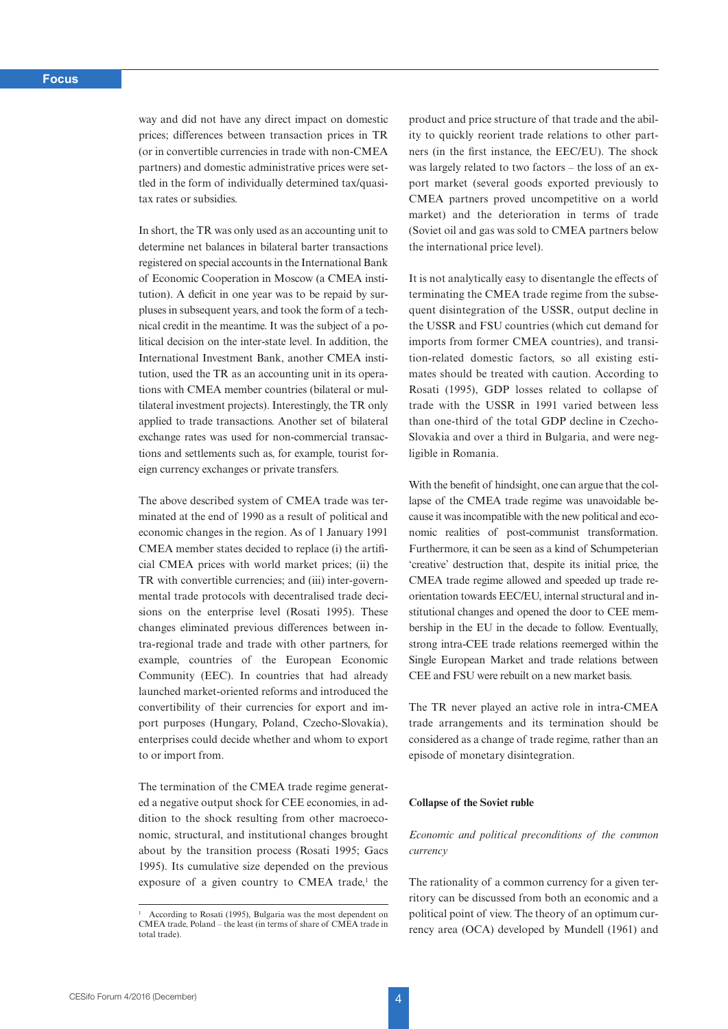way and did not have any direct impact on domestic prices; differences between transaction prices in TR (or in convertible currencies in trade with non-CMEA partners) and domestic administrative prices were settled in the form of individually determined tax/quasi-tax rates or subsidies.

In short, the TR was only used as an accounting unit to determine net balances in bilateral barter transactions registered on special accounts in the International Bank of Economic Cooperation in Moscow (a CMEA institution). A deficit in one year was to be repaid by surpluses in subsequent years, and took the form of a technical credit in the meantime. It was the subject of a political decision on the inter-state level. In addition, the International Investment Bank, another CMEA institution, used the TR as an accounting unit in its operations with CMEA member countries (bilateral or multilateral investment projects). Interestingly, the TR only applied to trade transactions. Another set of bilateral exchange rates was used for non-commercial transactions and settlements such as, for example, tourist foreign currency exchanges or private transfers.

The above described system of CMEA trade was terminated at the end of 1990 as a result of political and economic changes in the region. As of 1 January 1991 CMEA member states decided to replace (i) the artificial CMEA prices with world market prices; (ii) the TR with convertible currencies; and (iii) inter-governmental trade protocols with decentralised trade decisions on the enterprise level (Rosati 1995). These changes eliminated previous differences between intra-regional trade and trade with other partners, for example, countries of the European Economic Community (EEC). In countries that had already launched market-oriented reforms and introduced the convertibility of their currencies for export and import purposes (Hungary, Poland, Czecho-Slovakia), enterprises could decide whether and whom to export to or import from.

The termination of the CMEA trade regime generated a negative output shock for CEE economies, in addition to the shock resulting from other macroeconomic, structural, and institutional changes brought about by the transition process (Rosati 1995; Gacs 1995). Its cumulative size depended on the previous exposure of a given country to CMEA trade,[1] the product and price structure of that trade and the ability to quickly reorient trade relations to other partners (in the first instance, the EEC/EU). The shock was largely related to two factors – the loss of an export market (several goods exported previously to CMEA partners proved uncompetitive on a world market) and the deterioration in terms of trade (Soviet oil and gas was sold to CMEA partners below the international price level).

It is not analytically easy to disentangle the effects of terminating the CMEA trade regime from the subsequent disintegration of the USSR, output decline in the USSR and FSU countries (which cut demand for imports from former CMEA countries), and transition-related domestic factors, so all existing estimates should be treated with caution. According to Rosati (1995), GDP losses related to collapse of trade with the USSR in 1991 varied between less than one-third of the total GDP decline in Czecho-Slovakia and over a third in Bulgaria, and were negligible in Romania.

With the benefit of hindsight, one can argue that the collapse of the CMEA trade regime was unavoidable because it was incompatible with the new political and economic realities of post-communist transformation. Furthermore, it can be seen as a kind of Schumpeterian 'creative' destruction that, despite its initial price, the CMEA trade regime allowed and speeded up trade reorientation towards EEC/EU, internal structural and institutional changes and opened the door to CEE membership in the EU in the decade to follow. Eventually, strong intra-CEE trade relations reemerged within the Single European Market and trade relations between CEE and FSU were rebuilt on a new market basis.

The TR never played an active role in intra-CMEA trade arrangements and its termination should be considered as a change of trade regime, rather than an episode of monetary disintegration.

## Collapse of the Soviet ruble

### *Economic and political preconditions of the common currency*

The rationality of a common currency for a given territory can be discussed from both an economic and a political point of view. The theory of an optimum currency area (OCA) developed by Mundell (1961) and

[1] According to Rosati (1995), Bulgaria was the most dependent on CMEA trade, Poland – the least (in terms of share of CMEA trade in total trade).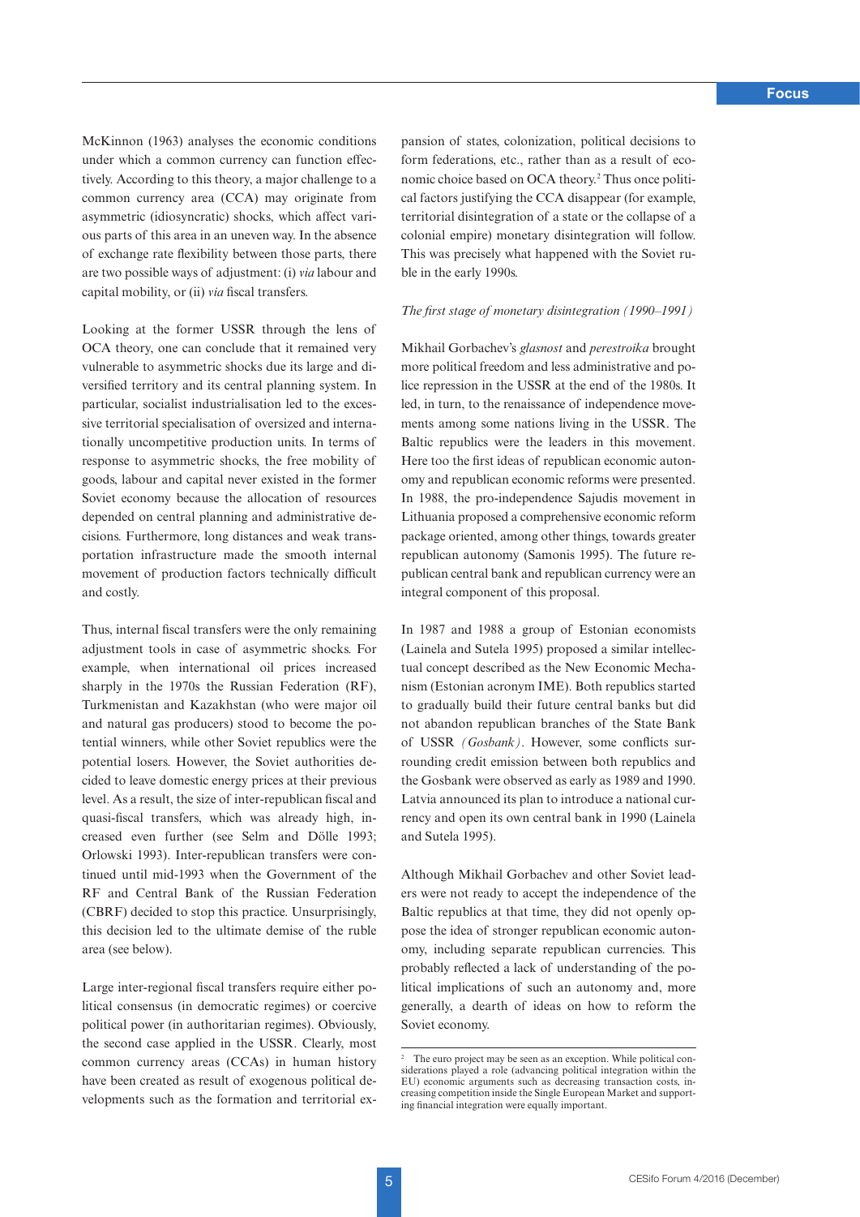McKinnon (1963) analyses the economic conditions under which a common currency can function effectively. According to this theory, a major challenge to a common currency area (CCA) may originate from asymmetric (idiosyncratic) shocks, which affect various parts of this area in an uneven way. In the absence of exchange rate flexibility between those parts, there are two possible ways of adjustment: (i) *via* labour and capital mobility, or (ii) *via* fiscal transfers.

Looking at the former USSR through the lens of OCA theory, one can conclude that it remained very vulnerable to asymmetric shocks due its large and diversified territory and its central planning system. In particular, socialist industrialisation led to the excessive territorial specialisation of oversized and internationally uncompetitive production units. In terms of response to asymmetric shocks, the free mobility of goods, labour and capital never existed in the former Soviet economy because the allocation of resources depended on central planning and administrative decisions. Furthermore, long distances and weak transportation infrastructure made the smooth internal movement of production factors technically difficult and costly.

Thus, internal fiscal transfers were the only remaining adjustment tools in case of asymmetric shocks. For example, when international oil prices increased sharply in the 1970s the Russian Federation (RF), Turkmenistan and Kazakhstan (who were major oil and natural gas producers) stood to become the potential winners, while other Soviet republics were the potential losers. However, the Soviet authorities decided to leave domestic energy prices at their previous level. As a result, the size of inter-republican fiscal and quasi-fiscal transfers, which was already high, increased even further (see Selm and Dölle 1993; Orlowski 1993). Inter-republican transfers were continued until mid-1993 when the Government of the RF and Central Bank of the Russian Federation (CBRF) decided to stop this practice. Unsurprisingly, this decision led to the ultimate demise of the ruble area (see below).

Large inter-regional fiscal transfers require either political consensus (in democratic regimes) or coercive political power (in authoritarian regimes). Obviously, the second case applied in the USSR. Clearly, most common currency areas (CCAs) in human history have been created as result of exogenous political developments such as the formation and territorial expansion of states, colonization, political decisions to form federations, etc., rather than as a result of economic choice based on OCA theory.[2] Thus once political factors justifying the CCA disappear (for example, territorial disintegration of a state or the collapse of a colonial empire) monetary disintegration will follow. This was precisely what happened with the Soviet ruble in the early 1990s.

*The first stage of monetary disintegration (1990–1991)*

Mikhail Gorbachev's *glasnost* and *perestroika* brought more political freedom and less administrative and police repression in the USSR at the end of the 1980s. It led, in turn, to the renaissance of independence movements among some nations living in the USSR. The Baltic republics were the leaders in this movement. Here too the first ideas of republican economic autonomy and republican economic reforms were presented. In 1988, the pro-independence Sajudis movement in Lithuania proposed a comprehensive economic reform package oriented, among other things, towards greater republican autonomy (Samonis 1995). The future republican central bank and republican currency were an integral component of this proposal.

In 1987 and 1988 a group of Estonian economists (Lainela and Sutela 1995) proposed a similar intellectual concept described as the New Economic Mechanism (Estonian acronym IME). Both republics started to gradually build their future central banks but did not abandon republican branches of the State Bank of USSR *(Gosbank)*. However, some conflicts surrounding credit emission between both republics and the Gosbank were observed as early as 1989 and 1990. Latvia announced its plan to introduce a national currency and open its own central bank in 1990 (Lainela and Sutela 1995).

Although Mikhail Gorbachev and other Soviet leaders were not ready to accept the independence of the Baltic republics at that time, they did not openly oppose the idea of stronger republican economic autonomy, including separate republican currencies. This probably reflected a lack of understanding of the political implications of such an autonomy and, more generally, a dearth of ideas on how to reform the Soviet economy.

[2] The euro project may be seen as an exception. While political considerations played a role (advancing political integration within the EU) economic arguments such as decreasing transaction costs, increasing competition inside the Single European Market and supporting financial integration were equally important.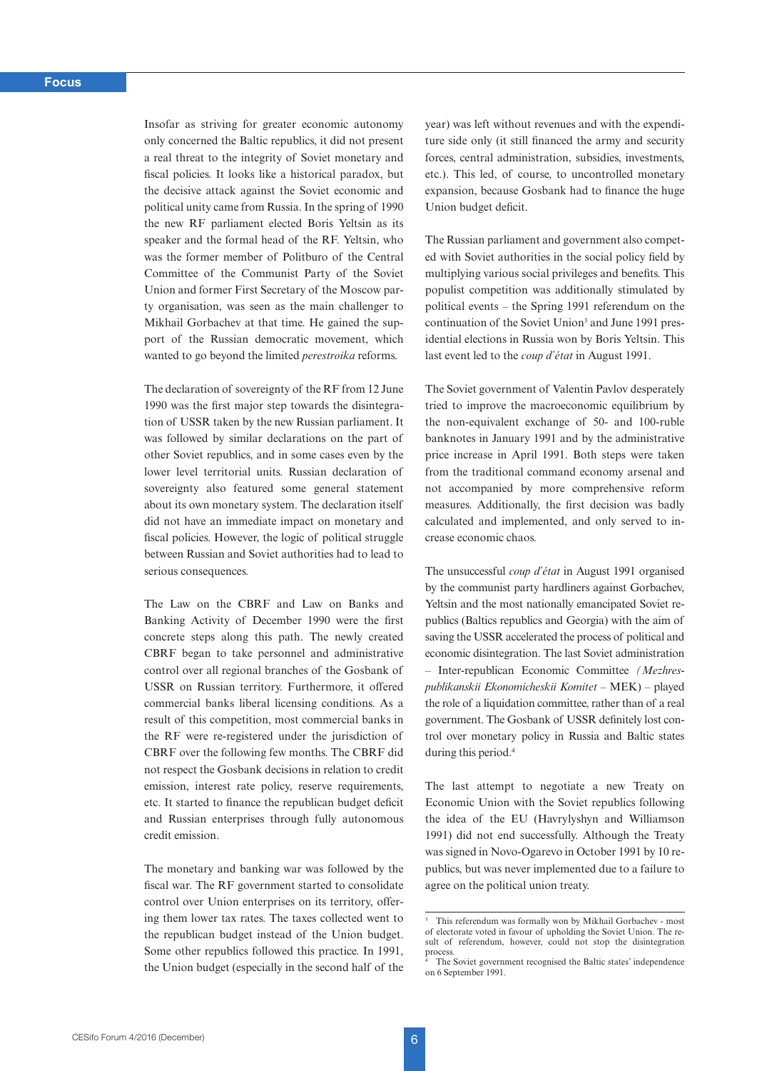Insofar as striving for greater economic autonomy only concerned the Baltic republics, it did not present a real threat to the integrity of Soviet monetary and fiscal policies. It looks like a historical paradox, but the decisive attack against the Soviet economic and political unity came from Russia. In the spring of 1990 the new RF parliament elected Boris Yeltsin as its speaker and the formal head of the RF. Yeltsin, who was the former member of Politburo of the Central Committee of the Communist Party of the Soviet Union and former First Secretary of the Moscow party organisation, was seen as the main challenger to Mikhail Gorbachev at that time. He gained the support of the Russian democratic movement, which wanted to go beyond the limited *perestroika* reforms.

The declaration of sovereignty of the RF from 12 June 1990 was the first major step towards the disintegration of USSR taken by the new Russian parliament. It was followed by similar declarations on the part of other Soviet republics, and in some cases even by the lower level territorial units. Russian declaration of sovereignty also featured some general statement about its own monetary system. The declaration itself did not have an immediate impact on monetary and fiscal policies. However, the logic of political struggle between Russian and Soviet authorities had to lead to serious consequences.

The Law on the CBRF and Law on Banks and Banking Activity of December 1990 were the first concrete steps along this path. The newly created CBRF began to take personnel and administrative control over all regional branches of the Gosbank of USSR on Russian territory. Furthermore, it offered commercial banks liberal licensing conditions. As a result of this competition, most commercial banks in the RF were re-registered under the jurisdiction of CBRF over the following few months. The CBRF did not respect the Gosbank decisions in relation to credit emission, interest rate policy, reserve requirements, etc. It started to finance the republican budget deficit and Russian enterprises through fully autonomous credit emission.

The monetary and banking war was followed by the fiscal war. The RF government started to consolidate control over Union enterprises on its territory, offering them lower tax rates. The taxes collected went to the republican budget instead of the Union budget. Some other republics followed this practice. In 1991, the Union budget (especially in the second half of the year) was left without revenues and with the expenditure side only (it still financed the army and security forces, central administration, subsidies, investments, etc.). This led, of course, to uncontrolled monetary expansion, because Gosbank had to finance the huge Union budget deficit.

The Russian parliament and government also competed with Soviet authorities in the social policy field by multiplying various social privileges and benefits. This populist competition was additionally stimulated by political events – the Spring 1991 referendum on the continuation of the Soviet Union[3] and June 1991 presidential elections in Russia won by Boris Yeltsin. This last event led to the *coup d'état* in August 1991.

The Soviet government of Valentin Pavlov desperately tried to improve the macroeconomic equilibrium by the non-equivalent exchange of 50- and 100-ruble banknotes in January 1991 and by the administrative price increase in April 1991. Both steps were taken from the traditional command economy arsenal and not accompanied by more comprehensive reform measures. Additionally, the first decision was badly calculated and implemented, and only served to increase economic chaos.

The unsuccessful *coup d'état* in August 1991 organised by the communist party hardliners against Gorbachev, Yeltsin and the most nationally emancipated Soviet republics (Baltics republics and Georgia) with the aim of saving the USSR accelerated the process of political and economic disintegration. The last Soviet administration – Inter-republican Economic Committee *(Mezhrespublikanskii Ekonomicheskii Komitet* – MEK) – played the role of a liquidation committee, rather than of a real government. The Gosbank of USSR definitely lost control over monetary policy in Russia and Baltic states during this period.[4]

The last attempt to negotiate a new Treaty on Economic Union with the Soviet republics following the idea of the EU (Havrylyshyn and Williamson 1991) did not end successfully. Although the Treaty was signed in Novo-Ogarevo in October 1991 by 10 republics, but was never implemented due to a failure to agree on the political union treaty.

---

[3] This referendum was formally won by Mikhail Gorbachev - most of electorate voted in favour of upholding the Soviet Union. The result of referendum, however, could not stop the disintegration process.

[4] The Soviet government recognised the Baltic states' independence on 6 September 1991.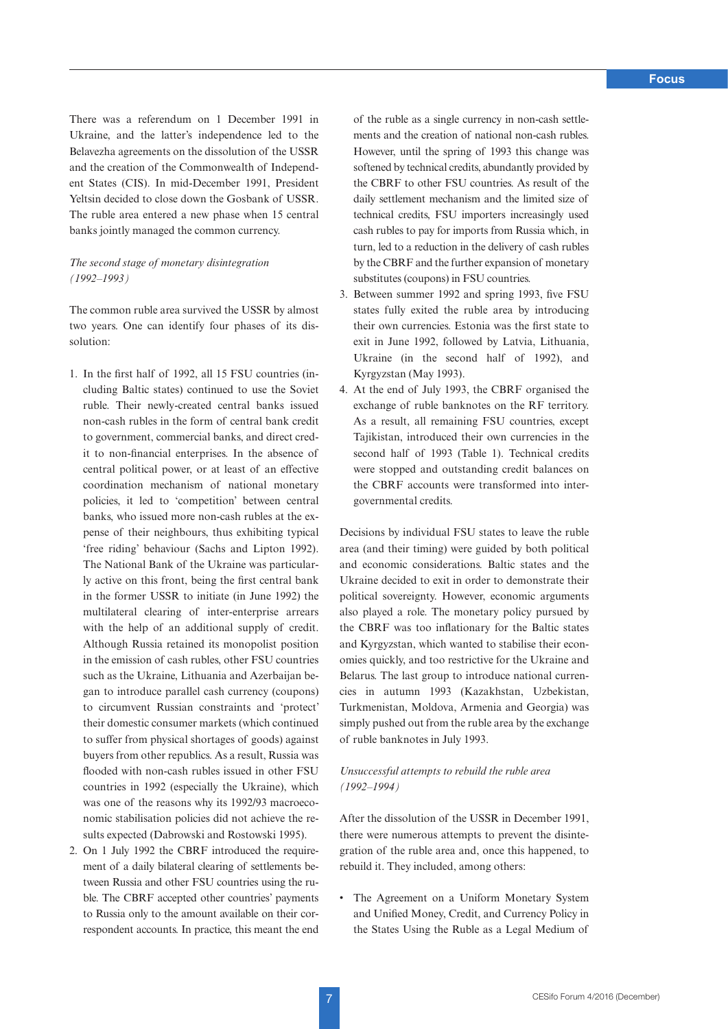There was a referendum on 1 December 1991 in Ukraine, and the latter's independence led to the Belavezha agreements on the dissolution of the USSR and the creation of the Commonwealth of Independent States (CIS). In mid-December 1991, President Yeltsin decided to close down the Gosbank of USSR. The ruble area entered a new phase when 15 central banks jointly managed the common currency.

*The second stage of monetary disintegration (1992–1993)*

The common ruble area survived the USSR by almost two years. One can identify four phases of its dissolution:

1. In the first half of 1992, all 15 FSU countries (including Baltic states) continued to use the Soviet ruble. Their newly-created central banks issued non-cash rubles in the form of central bank credit to government, commercial banks, and direct credit to non-financial enterprises. In the absence of central political power, or at least of an effective coordination mechanism of national monetary policies, it led to 'competition' between central banks, who issued more non-cash rubles at the expense of their neighbours, thus exhibiting typical 'free riding' behaviour (Sachs and Lipton 1992). The National Bank of the Ukraine was particularly active on this front, being the first central bank in the former USSR to initiate (in June 1992) the multilateral clearing of inter-enterprise arrears with the help of an additional supply of credit. Although Russia retained its monopolist position in the emission of cash rubles, other FSU countries such as the Ukraine, Lithuania and Azerbaijan began to introduce parallel cash currency (coupons) to circumvent Russian constraints and 'protect' their domestic consumer markets (which continued to suffer from physical shortages of goods) against buyers from other republics. As a result, Russia was flooded with non-cash rubles issued in other FSU countries in 1992 (especially the Ukraine), which was one of the reasons why its 1992/93 macroeconomic stabilisation policies did not achieve the results expected (Dabrowski and Rostowski 1995).
2. On 1 July 1992 the CBRF introduced the requirement of a daily bilateral clearing of settlements between Russia and other FSU countries using the ruble. The CBRF accepted other countries' payments to Russia only to the amount available on their correspondent accounts. In practice, this meant the end of the ruble as a single currency in non-cash settlements and the creation of national non-cash rubles. However, until the spring of 1993 this change was softened by technical credits, abundantly provided by the CBRF to other FSU countries. As result of the daily settlement mechanism and the limited size of technical credits, FSU importers increasingly used cash rubles to pay for imports from Russia which, in turn, led to a reduction in the delivery of cash rubles by the CBRF and the further expansion of monetary substitutes (coupons) in FSU countries.
3. Between summer 1992 and spring 1993, five FSU states fully exited the ruble area by introducing their own currencies. Estonia was the first state to exit in June 1992, followed by Latvia, Lithuania, Ukraine (in the second half of 1992), and Kyrgyzstan (May 1993).
4. At the end of July 1993, the CBRF organised the exchange of ruble banknotes on the RF territory. As a result, all remaining FSU countries, except Tajikistan, introduced their own currencies in the second half of 1993 (Table 1). Technical credits were stopped and outstanding credit balances on the CBRF accounts were transformed into intergovernmental credits.

Decisions by individual FSU states to leave the ruble area (and their timing) were guided by both political and economic considerations. Baltic states and the Ukraine decided to exit in order to demonstrate their political sovereignty. However, economic arguments also played a role. The monetary policy pursued by the CBRF was too inflationary for the Baltic states and Kyrgyzstan, which wanted to stabilise their economies quickly, and too restrictive for the Ukraine and Belarus. The last group to introduce national currencies in autumn 1993 (Kazakhstan, Uzbekistan, Turkmenistan, Moldova, Armenia and Georgia) was simply pushed out from the ruble area by the exchange of ruble banknotes in July 1993.

*Unsuccessful attempts to rebuild the ruble area (1992–1994)*

After the dissolution of the USSR in December 1991, there were numerous attempts to prevent the disintegration of the ruble area and, once this happened, to rebuild it. They included, among others:

- The Agreement on a Uniform Monetary System and Unified Money, Credit, and Currency Policy in the States Using the Ruble as a Legal Medium of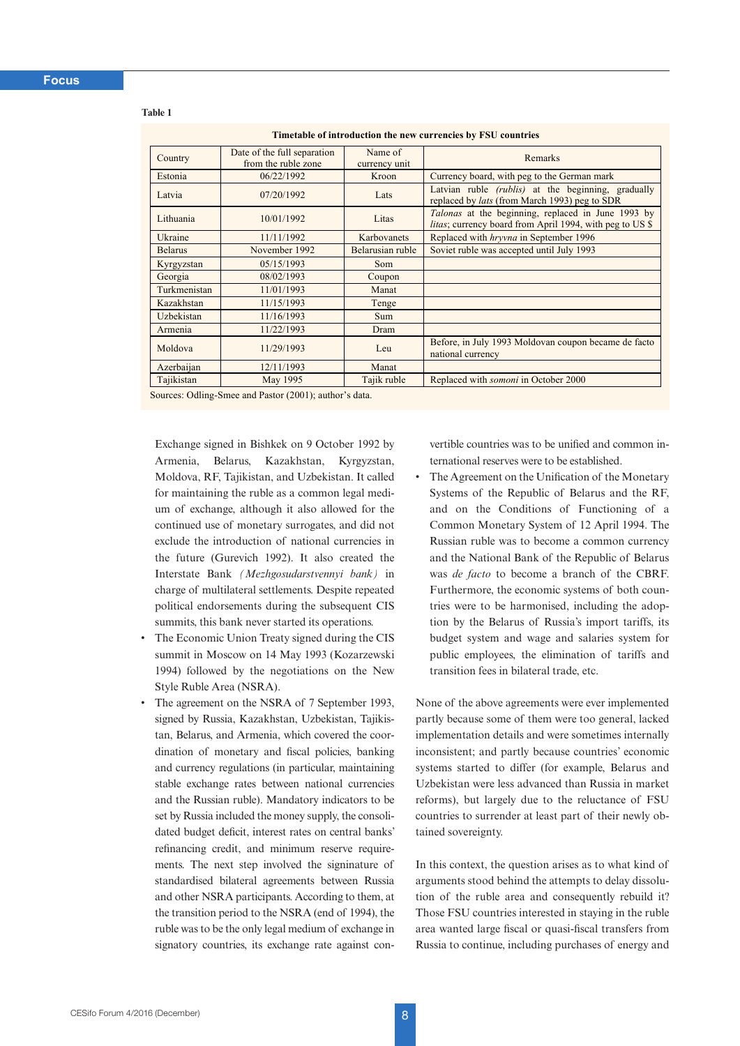**Table 1**

**Timetable of introduction the new currencies by FSU countries**

| Country | Date of the full separation from the ruble zone | Name of currency unit | Remarks |
|---|---|---|---|
| Estonia | 06/22/1992 | Kroon | Currency board, with peg to the German mark |
| Latvia | 07/20/1992 | Lats | Latvian ruble *(rublis)* at the beginning, gradually replaced by *lats* (from March 1993) peg to SDR |
| Lithuania | 10/01/1992 | Litas | *Talonas* at the beginning, replaced in June 1993 by *litas*; currency board from April 1994, with peg to US $ |
| Ukraine | 11/11/1992 | Karbovanets | Replaced with *hryvna* in September 1996 |
| Belarus | November 1992 | Belarusian ruble | Soviet ruble was accepted until July 1993 |
| Kyrgyzstan | 05/15/1993 | Som | |
| Georgia | 08/02/1993 | Coupon | |
| Turkmenistan | 11/01/1993 | Manat | |
| Kazakhstan | 11/15/1993 | Tenge | |
| Uzbekistan | 11/16/1993 | Sum | |
| Armenia | 11/22/1993 | Dram | |
| Moldova | 11/29/1993 | Leu | Before, in July 1993 Moldovan coupon became de facto national currency |
| Azerbaijan | 12/11/1993 | Manat | |
| Tajikistan | May 1995 | Tajik ruble | Replaced with *somoni* in October 2000 |

Sources: Odling-Smee and Pastor (2001); author's data.

Exchange signed in Bishkek on 9 October 1992 by Armenia, Belarus, Kazakhstan, Kyrgyzstan, Moldova, RF, Tajikistan, and Uzbekistan. It called for maintaining the ruble as a common legal medium of exchange, although it also allowed for the continued use of monetary surrogates, and did not exclude the introduction of national currencies in the future (Gurevich 1992). It also created the Interstate Bank *(Mezhgosudarstvennyi bank)* in charge of multilateral settlements. Despite repeated political endorsements during the subsequent CIS summits, this bank never started its operations.

- The Economic Union Treaty signed during the CIS summit in Moscow on 14 May 1993 (Kozarzewski 1994) followed by the negotiations on the New Style Ruble Area (NSRA).
- The agreement on the NSRA of 7 September 1993, signed by Russia, Kazakhstan, Uzbekistan, Tajikistan, Belarus, and Armenia, which covered the coordination of monetary and fiscal policies, banking and currency regulations (in particular, maintaining stable exchange rates between national currencies and the Russian ruble). Mandatory indicators to be set by Russia included the money supply, the consolidated budget deficit, interest rates on central banks' refinancing credit, and minimum reserve requirements. The next step involved the signinature of standardised bilateral agreements between Russia and other NSRA participants. According to them, at the transition period to the NSRA (end of 1994), the ruble was to be the only legal medium of exchange in signatory countries, its exchange rate against convertible countries was to be unified and common international reserves were to be established.
- The Agreement on the Unification of the Monetary Systems of the Republic of Belarus and the RF, and on the Conditions of Functioning of a Common Monetary System of 12 April 1994. The Russian ruble was to become a common currency and the National Bank of the Republic of Belarus was *de facto* to become a branch of the CBRF. Furthermore, the economic systems of both countries were to be harmonised, including the adoption by the Belarus of Russia's import tariffs, its budget system and wage and salaries system for public employees, the elimination of tariffs and transition fees in bilateral trade, etc.

None of the above agreements were ever implemented partly because some of them were too general, lacked implementation details and were sometimes internally inconsistent; and partly because countries' economic systems started to differ (for example, Belarus and Uzbekistan were less advanced than Russia in market reforms), but largely due to the reluctance of FSU countries to surrender at least part of their newly obtained sovereignty.

In this context, the question arises as to what kind of arguments stood behind the attempts to delay dissolution of the ruble area and consequently rebuild it? Those FSU countries interested in staying in the ruble area wanted large fiscal or quasi-fiscal transfers from Russia to continue, including purchases of energy and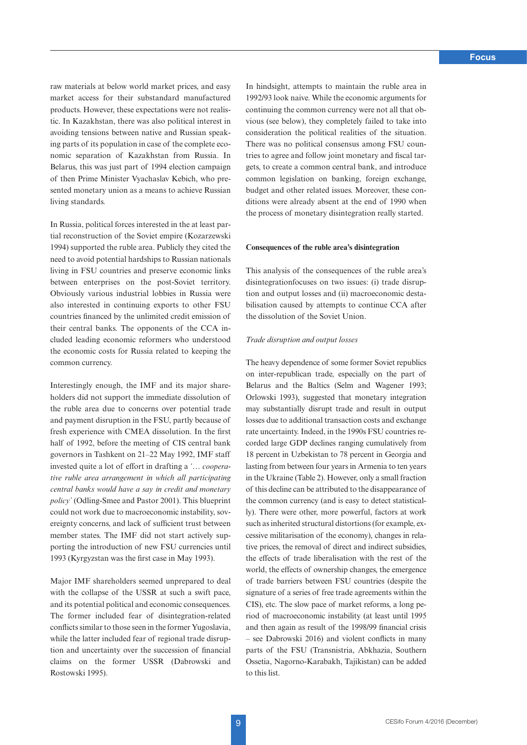raw materials at below world market prices, and easy market access for their substandard manufactured products. However, these expectations were not realistic. In Kazakhstan, there was also political interest in avoiding tensions between native and Russian speaking parts of its population in case of the complete economic separation of Kazakhstan from Russia. In Belarus, this was just part of 1994 election campaign of then Prime Minister Vyachaslav Kebich, who presented monetary union as a means to achieve Russian living standards.

In Russia, political forces interested in the at least partial reconstruction of the Soviet empire (Kozarzewski 1994) supported the ruble area. Publicly they cited the need to avoid potential hardships to Russian nationals living in FSU countries and preserve economic links between enterprises on the post-Soviet territory. Obviously various industrial lobbies in Russia were also interested in continuing exports to other FSU countries financed by the unlimited credit emission of their central banks. The opponents of the CCA included leading economic reformers who understood the economic costs for Russia related to keeping the common currency.

Interestingly enough, the IMF and its major shareholders did not support the immediate dissolution of the ruble area due to concerns over potential trade and payment disruption in the FSU, partly because of fresh experience with CMEA dissolution. In the first half of 1992, before the meeting of CIS central bank governors in Tashkent on 21–22 May 1992, IMF staff invested quite a lot of effort in drafting a '… *cooperative ruble area arrangement in which all participating central banks would have a say in credit and monetary policy*' (Odling-Smee and Pastor 2001). This blueprint could not work due to macroeconomic instability, sovereignty concerns, and lack of sufficient trust between member states. The IMF did not start actively supporting the introduction of new FSU currencies until 1993 (Kyrgyzstan was the first case in May 1993).

Major IMF shareholders seemed unprepared to deal with the collapse of the USSR at such a swift pace, and its potential political and economic consequences. The former included fear of disintegration-related conflicts similar to those seen in the former Yugoslavia, while the latter included fear of regional trade disruption and uncertainty over the succession of financial claims on the former USSR (Dabrowski and Rostowski 1995).

In hindsight, attempts to maintain the ruble area in 1992/93 look naive. While the economic arguments for continuing the common currency were not all that obvious (see below), they completely failed to take into consideration the political realities of the situation. There was no political consensus among FSU countries to agree and follow joint monetary and fiscal targets, to create a common central bank, and introduce common legislation on banking, foreign exchange, budget and other related issues. Moreover, these conditions were already absent at the end of 1990 when the process of monetary disintegration really started.

### Consequences of the ruble area's disintegration

This analysis of the consequences of the ruble area's disintegrationfocuses on two issues: (i) trade disruption and output losses and (ii) macroeconomic destabilisation caused by attempts to continue CCA after the dissolution of the Soviet Union.

*Trade disruption and output losses*

The heavy dependence of some former Soviet republics on inter-republican trade, especially on the part of Belarus and the Baltics (Selm and Wagener 1993; Orlowski 1993), suggested that monetary integration may substantially disrupt trade and result in output losses due to additional transaction costs and exchange rate uncertainty. Indeed, in the 1990s FSU countries recorded large GDP declines ranging cumulatively from 18 percent in Uzbekistan to 78 percent in Georgia and lasting from between four years in Armenia to ten years in the Ukraine (Table 2). However, only a small fraction of this decline can be attributed to the disappearance of the common currency (and is easy to detect statistically). There were other, more powerful, factors at work such as inherited structural distortions (for example, excessive militarisation of the economy), changes in relative prices, the removal of direct and indirect subsidies, the effects of trade liberalisation with the rest of the world, the effects of ownership changes, the emergence of trade barriers between FSU countries (despite the signature of a series of free trade agreements within the CIS), etc. The slow pace of market reforms, a long period of macroeconomic instability (at least until 1995 and then again as result of the 1998/99 financial crisis – see Dabrowski 2016) and violent conflicts in many parts of the FSU (Transnistria, Abkhazia, Southern Ossetia, Nagorno-Karabakh, Tajikistan) can be added to this list.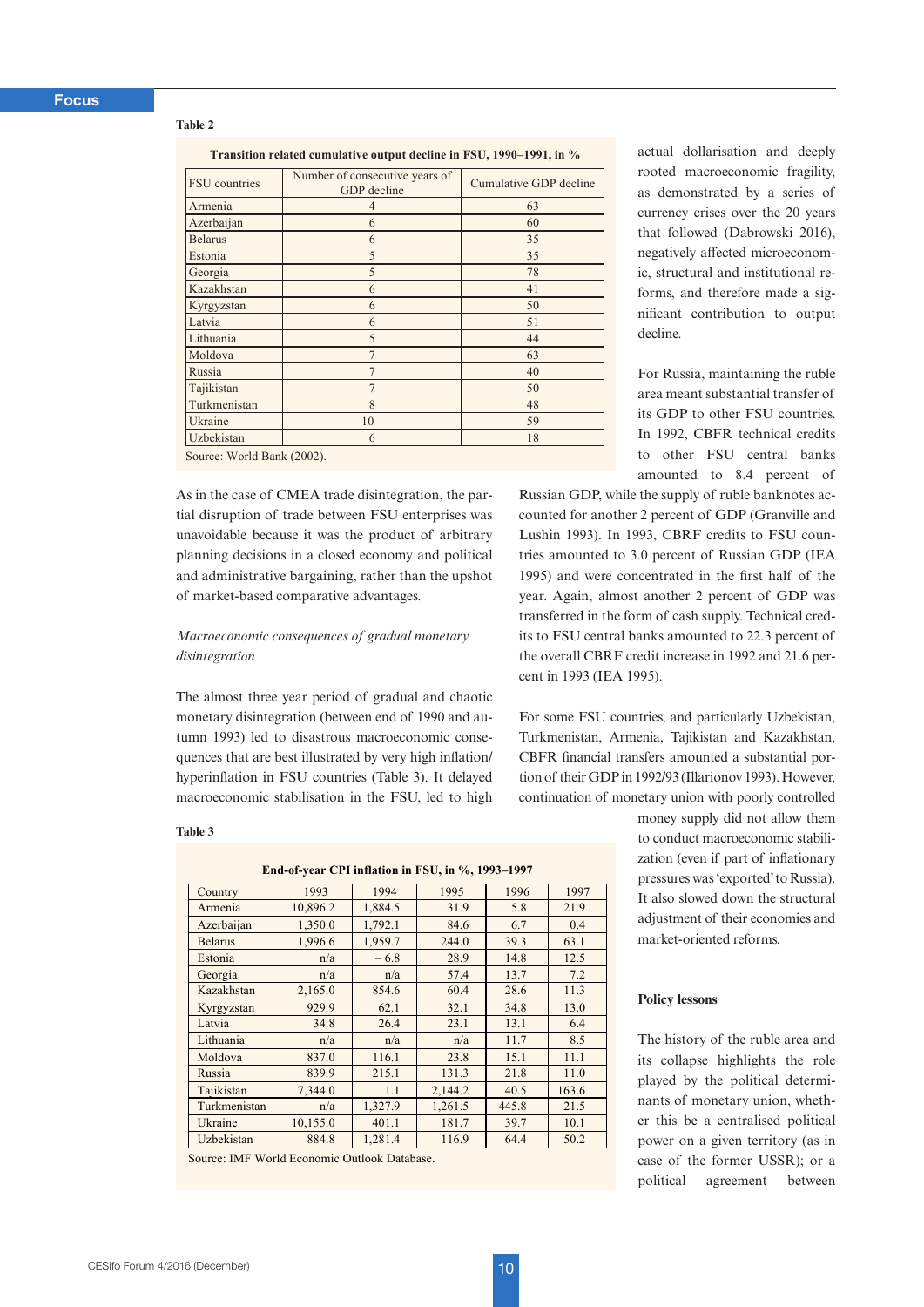Table 2

**Transition related cumulative output decline in FSU, 1990–1991, in %**

| FSU countries | Number of consecutive years of GDP decline | Cumulative GDP decline |
|---|---|---|
| Armenia | 4 | 63 |
| Azerbaijan | 6 | 60 |
| Belarus | 6 | 35 |
| Estonia | 5 | 35 |
| Georgia | 5 | 78 |
| Kazakhstan | 6 | 41 |
| Kyrgyzstan | 6 | 50 |
| Latvia | 6 | 51 |
| Lithuania | 5 | 44 |
| Moldova | 7 | 63 |
| Russia | 7 | 40 |
| Tajikistan | 7 | 50 |
| Turkmenistan | 8 | 48 |
| Ukraine | 10 | 59 |
| Uzbekistan | 6 | 18 |

Source: World Bank (2002).

As in the case of CMEA trade disintegration, the partial disruption of trade between FSU enterprises was unavoidable because it was the product of arbitrary planning decisions in a closed economy and political and administrative bargaining, rather than the upshot of market-based comparative advantages.

*Macroeconomic consequences of gradual monetary disintegration*

The almost three year period of gradual and chaotic monetary disintegration (between end of 1990 and autumn 1993) led to disastrous macroeconomic consequences that are best illustrated by very high inflation/hyperinflation in FSU countries (Table 3). It delayed macroeconomic stabilisation in the FSU, led to high actual dollarisation and deeply rooted macroeconomic fragility, as demonstrated by a series of currency crises over the 20 years that followed (Dabrowski 2016), negatively affected microeconomic, structural and institutional reforms, and therefore made a significant contribution to output decline.

Table 3

**End-of-year CPI inflation in FSU, in %, 1993–1997**

| Country | 1993 | 1994 | 1995 | 1996 | 1997 |
|---|---|---|---|---|---|
| Armenia | 10,896.2 | 1,884.5 | 31.9 | 5.8 | 21.9 |
| Azerbaijan | 1,350.0 | 1,792.1 | 84.6 | 6.7 | 0.4 |
| Belarus | 1,996.6 | 1,959.7 | 244.0 | 39.3 | 63.1 |
| Estonia | n/a | – 6.8 | 28.9 | 14.8 | 12.5 |
| Georgia | n/a | n/a | 57.4 | 13.7 | 7.2 |
| Kazakhstan | 2,165.0 | 854.6 | 60.4 | 28.6 | 11.3 |
| Kyrgyzstan | 929.9 | 62.1 | 32.1 | 34.8 | 13.0 |
| Latvia | 34.8 | 26.4 | 23.1 | 13.1 | 6.4 |
| Lithuania | n/a | n/a | n/a | 11.7 | 8.5 |
| Moldova | 837.0 | 116.1 | 23.8 | 15.1 | 11.1 |
| Russia | 839.9 | 215.1 | 131.3 | 21.8 | 11.0 |
| Tajikistan | 7,344.0 | 1.1 | 2,144.2 | 40.5 | 163.6 |
| Turkmenistan | n/a | 1,327.9 | 1,261.5 | 445.8 | 21.5 |
| Ukraine | 10,155.0 | 401.1 | 181.7 | 39.7 | 10.1 |
| Uzbekistan | 884.8 | 1,281.4 | 116.9 | 64.4 | 50.2 |

Source: IMF World Economic Outlook Database.

For Russia, maintaining the ruble area meant substantial transfer of its GDP to other FSU countries. In 1992, CBFR technical credits to other FSU central banks amounted to 8.4 percent of Russian GDP, while the supply of ruble banknotes accounted for another 2 percent of GDP (Granville and Lushin 1993). In 1993, CBRF credits to FSU countries amounted to 3.0 percent of Russian GDP (IEA 1995) and were concentrated in the first half of the year. Again, almost another 2 percent of GDP was transferred in the form of cash supply. Technical credits to FSU central banks amounted to 22.3 percent of the overall CBRF credit increase in 1992 and 21.6 percent in 1993 (IEA 1995).

For some FSU countries, and particularly Uzbekistan, Turkmenistan, Armenia, Tajikistan and Kazakhstan, CBFR financial transfers amounted a substantial portion of their GDP in 1992/93 (Illarionov 1993). However, continuation of monetary union with poorly controlled money supply did not allow them to conduct macroeconomic stabilization (even if part of inflationary pressures was 'exported' to Russia). It also slowed down the structural adjustment of their economies and market-oriented reforms.

**Policy lessons**

The history of the ruble area and its collapse highlights the role played by the political determinants of monetary union, whether this be a centralised political power on a given territory (as in case of the former USSR); or a political agreement between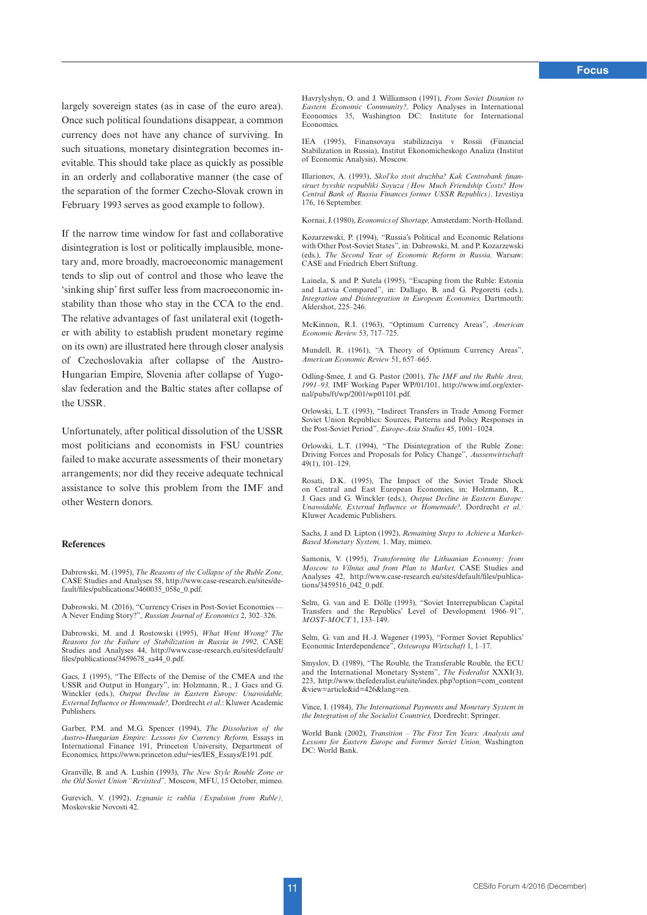largely sovereign states (as in case of the euro area). Once such political foundations disappear, a common currency does not have any chance of surviving. In such situations, monetary disintegration becomes inevitable. This should take place as quickly as possible in an orderly and collaborative manner (the case of the separation of the former Czecho-Slovak crown in February 1993 serves as good example to follow).

If the narrow time window for fast and collaborative disintegration is lost or politically implausible, monetary and, more broadly, macroeconomic management tends to slip out of control and those who leave the 'sinking ship' first suffer less from macroeconomic instability than those who stay in the CCA to the end. The relative advantages of fast unilateral exit (together with ability to establish prudent monetary regime on its own) are illustrated here through closer analysis of Czechoslovakia after collapse of the Austro-Hungarian Empire, Slovenia after collapse of Yugoslav federation and the Baltic states after collapse of the USSR.

Unfortunately, after political dissolution of the USSR most politicians and economists in FSU countries failed to make accurate assessments of their monetary arrangements; nor did they receive adequate technical assistance to solve this problem from the IMF and other Western donors.

## References

Dabrowski, M. (1995), *The Reasons of the Collapse of the Ruble Zone,* CASE Studies and Analyses 58, http://www.case-research.eu/sites/default/files/publications/3460035_058e_0.pdf.

Dabrowski, M. (2016), "Currency Crises in Post-Soviet Economies — A Never Ending Story?", *Russian Journal of Economics* 2, 302–326.

Dabrowski, M. and J. Rostowski (1995), *What Went Wrong? The Reasons for the Failure of Stabilization in Russia in 1992,* CASE Studies and Analyses 44, http://www.case-research.eu/sites/default/files/publications/3459678_sa44_0.pdf.

Gacs, J. (1995), "The Effects of the Demise of the CMEA and the USSR and Output in Hungary", in: Holzmann, R., J. Gacs and G. Winckler (eds.), *Output Decline in Eastern Europe: Unavoidable, External Influence or Homemade?,* Dordrecht *et al.*: Kluwer Academic Publishers.

Garber, P.M. and M.G. Spencer (1994), *The Dissolution of the Austro-Hungarian Empire: Lessons for Currency Reform,* Essays in International Finance 191, Princeton University, Department of Economics, https://www.princeton.edu/~ies/IES_Essays/E191.pdf.

Granville, B. and A. Lushin (1993), *The New Style Rouble Zone or the Old Soviet Union "Revisited",* Moscow, MFU, 15 October, mimeo.

Gurevich, V. (1992), *Izgnanie iz rublia (Expulsion from Ruble),* Moskovskie Novosti 42.

Havrylyshyn, O. and J. Williamson (1991), *From Soviet Disunion to Eastern Economic Community?,* Policy Analyses in International Economics 35, Washington DC: Institute for International Economics.

IEA (1995), Finansovaya stabilizaciya v Rossii (Financial Stabilization in Russia), Institut Ekonomicheskogo Analiza (Institut of Economic Analysis), Moscow.

Illarionov, A. (1993), *Skol'ko stoit druzhba? Kak Centrobank finansiruet byvshie respubliki Soyuza (How Much Friendship Costs? How Central Bank of Russia Finances former USSR Republics),* Izvestiya 176, 16 September.

Kornai, J. (1980), *Economics of Shortage,* Amsterdam: North-Holland.

Kozarzewski, P. (1994), "Russia's Political and Economic Relations with Other Post-Soviet States", in: Dabrowski, M. and P. Kozarzewski (eds.), *The Second Year of Economic Reform in Russia,* Warsaw: CASE and Friedrich Ebert Stiftung.

Lainela, S. and P. Sutela (1995), "Escaping from the Ruble: Estonia and Latvia Compared", in: Dallago, B. and G. Pegoretti (eds.), *Integration and Disintegration in European Economies,* Dartmouth: Aldershot, 225–246.

McKinnon, R.I. (1963), "Optimum Currency Areas", *American Economic Review* 53, 717–725.

Mundell, R. (1961), "A Theory of Optimum Currency Areas", *American Economic Review* 51, 657–665.

Odling-Smee, J. and G. Pastor (2001), *The IMF and the Ruble Area, 1991–93,* IMF Working Paper WP/01/101, http://www.imf.org/external/pubs/ft/wp/2001/wp01101.pdf.

Orlowski, L.T. (1993), "Indirect Transfers in Trade Among Former Soviet Union Republics: Sources, Patterns and Policy Responses in the Post-Soviet Period", *Europe-Asia Studies* 45, 1001–1024.

Orlowski, L.T. (1994), "The Disintegration of the Ruble Zone: Driving Forces and Proposals for Policy Change", *Aussenwirtschaft* 49(1), 101–129.

Rosati, D.K. (1995), The Impact of the Soviet Trade Shock on Central and East European Economies, in: Holzmann, R., J. Gacs and G. Winckler (eds.), *Output Decline in Eastern Europe: Unavoidable, External Influence or Homemade?,* Dordrecht *et al.*: Kluwer Academic Publishers.

Sachs, J. and D. Lipton (1992), *Remaining Steps to Achieve a Market-Based Monetary System,* 1. May, mimeo.

Samonis, V. (1995), *Transforming the Lithuanian Economy: from Moscow to Vilnius and from Plan to Market,* CASE Studies and Analyses 42, http://www.case-research.eu/sites/default/files/publications/3459516_042_0.pdf.

Selm, G. van and E. Dölle (1993), "Soviet Interepublican Capital Transfers and the Republics' Level of Development 1966–91", *MOST-MOCT* 1, 133–149.

Selm, G. van and H.-J. Wagener (1993), "Former Soviet Republics' Economic Interdependence", *Osteuropa Wirtschaft* 1, 1–17.

Smyslov, D. (1989), "The Rouble, the Transferable Rouble, the ECU and the International Monetary System", *The Federalist* XXXI(3), 223, http://www.thefederalist.eu/site/index.php?option=com_content&view=article&id=426&lang=en.

Vince, I. (1984), *The International Payments and Monetary System in the Integration of the Socialist Countries,* Dordrecht: Springer.

World Bank (2002), *Transition – The First Ten Years: Analysis and Lessons for Eastern Europe and Former Soviet Union,* Washington DC: World Bank.